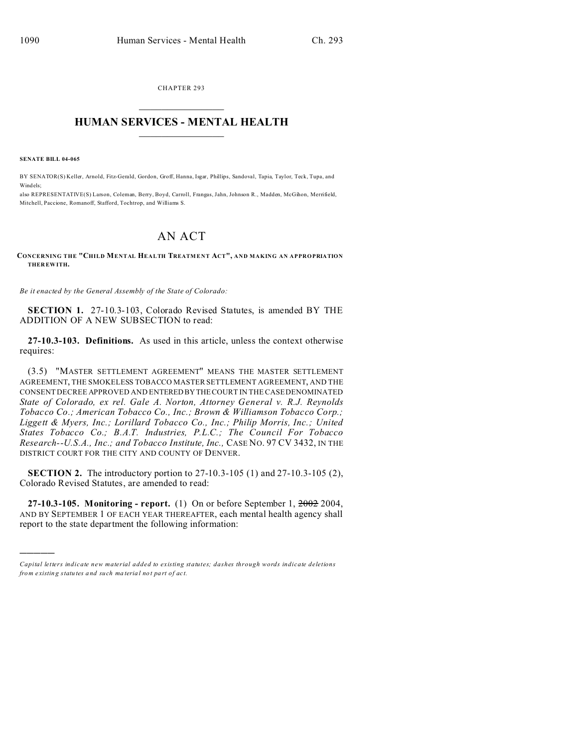CHAPTER 293

# HUMAN SERVICES - MENTAL HEALTH

**SENATE BILL 04-065**

BY SENATOR(S) Keller, Arnold, Fitz-Gerald, Gordon, Groff, Hanna, Isgar, Phillips, Sandoval, Tapia, Taylor, Teck, Tupa, and Windels;

also REPRESENTATIVE(S) Larson, Coleman, Berry, Boyd, Carroll, Frangas, Jahn, Johnson R., Madden, McGihon, Merrifield, Mitchell, Paccione, Romanoff, Stafford, Tochtrop, and Williams S.

## AN ACT

**CONCERNING THE "CHILD MENTAL HEALTH TREATMENT ACT", AND MAKING AN APPROPRIATION THEREWITH.**

*Be it enacted by the General Assembly of the State of Colorado:*

**SECTION 1.** 27-10.3-103, Colorado Revised Statutes, is amended BY THE ADDITION OF A NEW SUBSECTION to read:

**27-10.3-103. Definitions.** As used in this article, unless the context otherwise requires:

(3.5) "MASTER SETTLEMENT AGREEMENT" MEANS THE MASTER SETTLEMENT AGREEMENT, THE SMOKELESS TOBACCO MASTER SETTLEMENT AGREEMENT, AND THE CONSENT DECREE APPROVED AND ENTERED BY THE COURT IN THE CASE DENOMINATED *State of Colorado, ex rel. Gale A. Norton, Attorney General v. R.J. Reynolds Tobacco Co.; American Tobacco Co., Inc.; Brown & Williamson Tobacco Corp.; Liggett & Myers, Inc.; Lorillard Tobacco Co., Inc.; Philip Morris, Inc.; United States Tobacco Co.; B.A.T. Industries, P.L.C.; The Council For Tobacco Research--U.S.A., Inc.; and Tobacco Institute, Inc.,* CASE NO. 97 CV 3432, IN THE DISTRICT COURT FOR THE CITY AND COUNTY OF DENVER.

**SECTION 2.** The introductory portion to 27-10.3-105 (1) and 27-10.3-105 (2), Colorado Revised Statutes, are amended to read:

**27-10.3-105. Monitoring - report.** (1) On or before September 1, ~~2002~~ 2004, AND BY SEPTEMBER 1 OF EACH YEAR THEREAFTER, each mental health agency shall report to the state department the following information:

---

*Capital letters indicate new material added to existing statutes; dashes through words indicate deletions from existing statutes and such material not part of act.*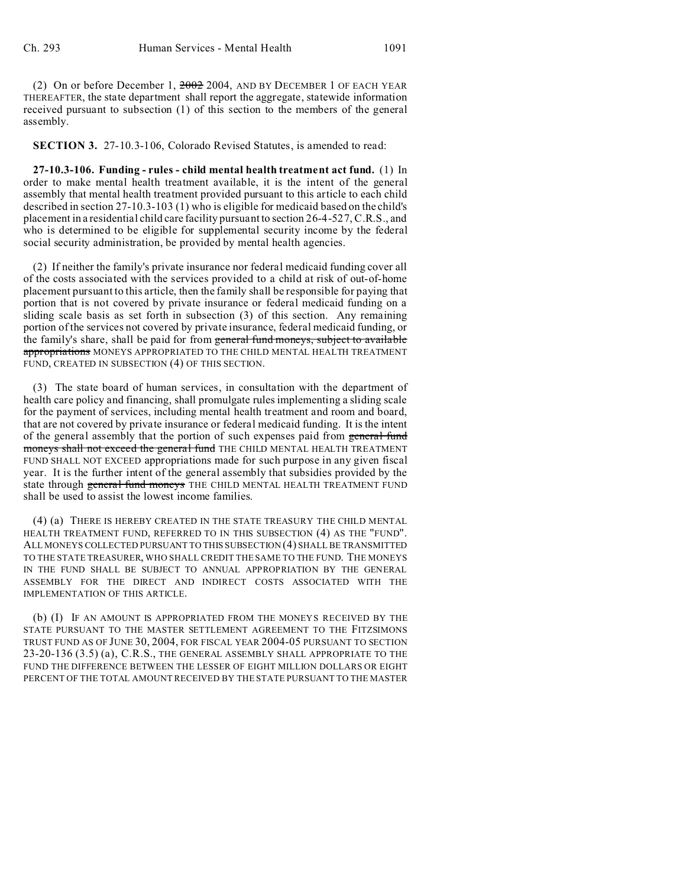(2) On or before December 1, ~~2002~~ 2004, AND BY DECEMBER 1 OF EACH YEAR THEREAFTER, the state department shall report the aggregate, statewide information received pursuant to subsection (1) of this section to the members of the general assembly.

**SECTION 3.** 27-10.3-106, Colorado Revised Statutes, is amended to read:

**27-10.3-106. Funding - rules - child mental health treatment act fund.** (1) In order to make mental health treatment available, it is the intent of the general assembly that mental health treatment provided pursuant to this article to each child described in section 27-10.3-103 (1) who is eligible for medicaid based on the child's placement in a residential child care facility pursuant to section 26-4-527, C.R.S., and who is determined to be eligible for supplemental security income by the federal social security administration, be provided by mental health agencies.

(2) If neither the family's private insurance nor federal medicaid funding cover all of the costs associated with the services provided to a child at risk of out-of-home placement pursuant to this article, then the family shall be responsible for paying that portion that is not covered by private insurance or federal medicaid funding on a sliding scale basis as set forth in subsection (3) of this section. Any remaining portion of the services not covered by private insurance, federal medicaid funding, or the family's share, shall be paid for from ~~general fund moneys, subject to available appropriations~~ MONEYS APPROPRIATED TO THE CHILD MENTAL HEALTH TREATMENT FUND, CREATED IN SUBSECTION (4) OF THIS SECTION.

(3) The state board of human services, in consultation with the department of health care policy and financing, shall promulgate rules implementing a sliding scale for the payment of services, including mental health treatment and room and board, that are not covered by private insurance or federal medicaid funding. It is the intent of the general assembly that the portion of such expenses paid from ~~general fund moneys shall not exceed the general fund~~ THE CHILD MENTAL HEALTH TREATMENT FUND SHALL NOT EXCEED appropriations made for such purpose in any given fiscal year. It is the further intent of the general assembly that subsidies provided by the state through ~~general fund moneys~~ THE CHILD MENTAL HEALTH TREATMENT FUND shall be used to assist the lowest income families.

(4) (a) THERE IS HEREBY CREATED IN THE STATE TREASURY THE CHILD MENTAL HEALTH TREATMENT FUND, REFERRED TO IN THIS SUBSECTION (4) AS THE "FUND". ALL MONEYS COLLECTED PURSUANT TO THIS SUBSECTION (4) SHALL BE TRANSMITTED TO THE STATE TREASURER, WHO SHALL CREDIT THE SAME TO THE FUND. THE MONEYS IN THE FUND SHALL BE SUBJECT TO ANNUAL APPROPRIATION BY THE GENERAL ASSEMBLY FOR THE DIRECT AND INDIRECT COSTS ASSOCIATED WITH THE IMPLEMENTATION OF THIS ARTICLE.

(b) (I) IF AN AMOUNT IS APPROPRIATED FROM THE MONEYS RECEIVED BY THE STATE PURSUANT TO THE MASTER SETTLEMENT AGREEMENT TO THE FITZSIMONS TRUST FUND AS OF JUNE 30, 2004, FOR FISCAL YEAR 2004-05 PURSUANT TO SECTION 23-20-136 (3.5) (a), C.R.S., THE GENERAL ASSEMBLY SHALL APPROPRIATE TO THE FUND THE DIFFERENCE BETWEEN THE LESSER OF EIGHT MILLION DOLLARS OR EIGHT PERCENT OF THE TOTAL AMOUNT RECEIVED BY THE STATE PURSUANT TO THE MASTER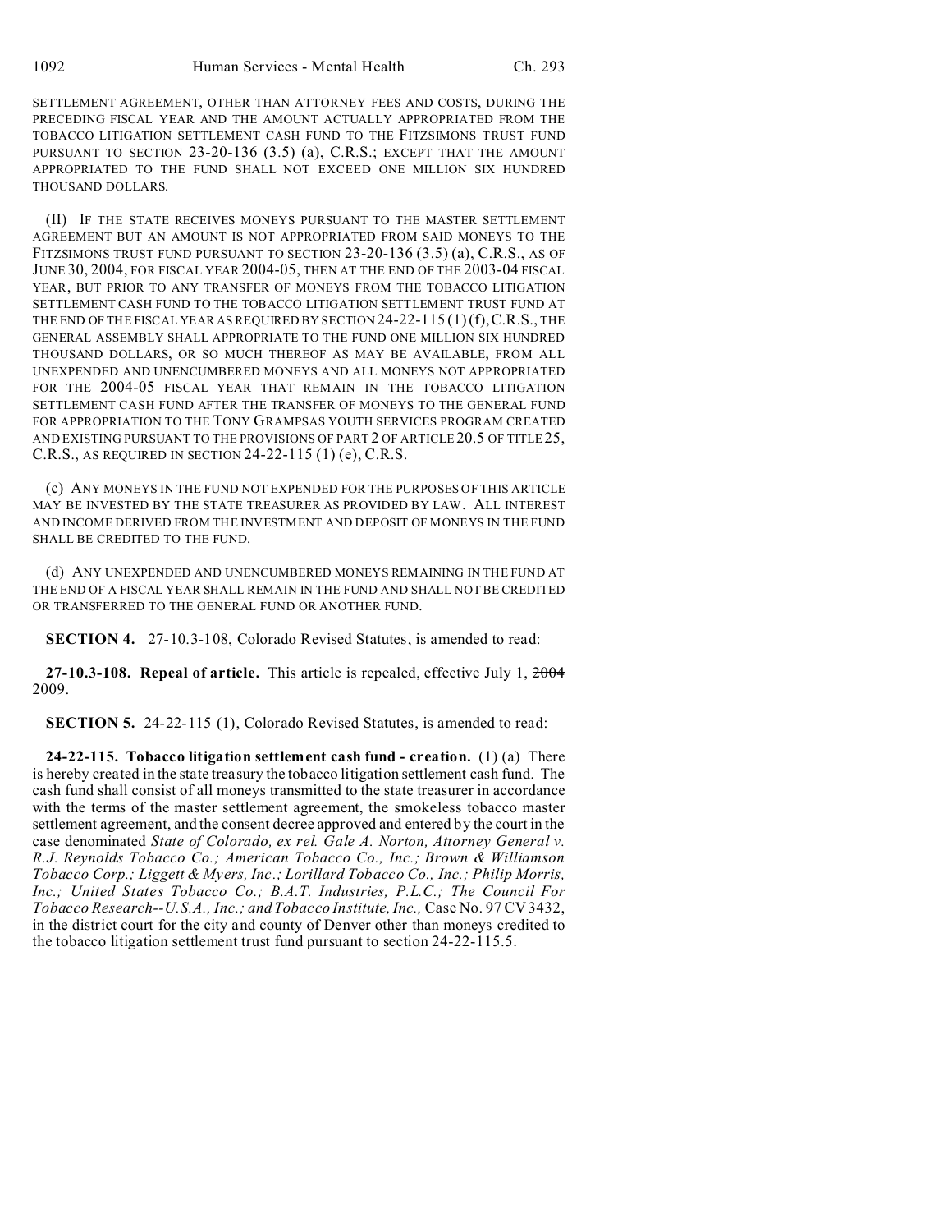SETTLEMENT AGREEMENT, OTHER THAN ATTORNEY FEES AND COSTS, DURING THE PRECEDING FISCAL YEAR AND THE AMOUNT ACTUALLY APPROPRIATED FROM THE TOBACCO LITIGATION SETTLEMENT CASH FUND TO THE FITZSIMONS TRUST FUND PURSUANT TO SECTION 23-20-136 (3.5) (a), C.R.S.; EXCEPT THAT THE AMOUNT APPROPRIATED TO THE FUND SHALL NOT EXCEED ONE MILLION SIX HUNDRED THOUSAND DOLLARS.

(II) IF THE STATE RECEIVES MONEYS PURSUANT TO THE MASTER SETTLEMENT AGREEMENT BUT AN AMOUNT IS NOT APPROPRIATED FROM SAID MONEYS TO THE FITZSIMONS TRUST FUND PURSUANT TO SECTION 23-20-136 (3.5) (a), C.R.S., AS OF JUNE 30, 2004, FOR FISCAL YEAR 2004-05, THEN AT THE END OF THE 2003-04 FISCAL YEAR, BUT PRIOR TO ANY TRANSFER OF MONEYS FROM THE TOBACCO LITIGATION SETTLEMENT CASH FUND TO THE TOBACCO LITIGATION SETTLEMENT TRUST FUND AT THE END OF THE FISCAL YEAR AS REQUIRED BY SECTION 24-22-115 (1) (f), C.R.S., THE GENERAL ASSEMBLY SHALL APPROPRIATE TO THE FUND ONE MILLION SIX HUNDRED THOUSAND DOLLARS, OR SO MUCH THEREOF AS MAY BE AVAILABLE, FROM ALL UNEXPENDED AND UNENCUMBERED MONEYS AND ALL MONEYS NOT APPROPRIATED FOR THE 2004-05 FISCAL YEAR THAT REMAIN IN THE TOBACCO LITIGATION SETTLEMENT CASH FUND AFTER THE TRANSFER OF MONEYS TO THE GENERAL FUND FOR APPROPRIATION TO THE TONY GRAMPSAS YOUTH SERVICES PROGRAM CREATED AND EXISTING PURSUANT TO THE PROVISIONS OF PART 2 OF ARTICLE 20.5 OF TITLE 25, C.R.S., AS REQUIRED IN SECTION 24-22-115 (1) (e), C.R.S.

(c) ANY MONEYS IN THE FUND NOT EXPENDED FOR THE PURPOSES OF THIS ARTICLE MAY BE INVESTED BY THE STATE TREASURER AS PROVIDED BY LAW. ALL INTEREST AND INCOME DERIVED FROM THE INVESTMENT AND DEPOSIT OF MONEYS IN THE FUND SHALL BE CREDITED TO THE FUND.

(d) ANY UNEXPENDED AND UNENCUMBERED MONEYS REMAINING IN THE FUND AT THE END OF A FISCAL YEAR SHALL REMAIN IN THE FUND AND SHALL NOT BE CREDITED OR TRANSFERRED TO THE GENERAL FUND OR ANOTHER FUND.

**SECTION 4.** 27-10.3-108, Colorado Revised Statutes, is amended to read:

**27-10.3-108. Repeal of article.** This article is repealed, effective July 1, ~~2004~~ 2009.

**SECTION 5.** 24-22-115 (1), Colorado Revised Statutes, is amended to read:

**24-22-115. Tobacco litigation settlement cash fund - creation.** (1) (a) There is hereby created in the state treasury the tobacco litigation settlement cash fund. The cash fund shall consist of all moneys transmitted to the state treasurer in accordance with the terms of the master settlement agreement, the smokeless tobacco master settlement agreement, and the consent decree approved and entered by the court in the case denominated *State of Colorado, ex rel. Gale A. Norton, Attorney General v. R.J. Reynolds Tobacco Co.; American Tobacco Co., Inc.; Brown & Williamson Tobacco Corp.; Liggett & Myers, Inc.; Lorillard Tobacco Co., Inc.; Philip Morris, Inc.; United States Tobacco Co.; B.A.T. Industries, P.L.C.; The Council For Tobacco Research--U.S.A., Inc.; and Tobacco Institute, Inc.,* Case No. 97 CV 3432, in the district court for the city and county of Denver other than moneys credited to the tobacco litigation settlement trust fund pursuant to section 24-22-115.5.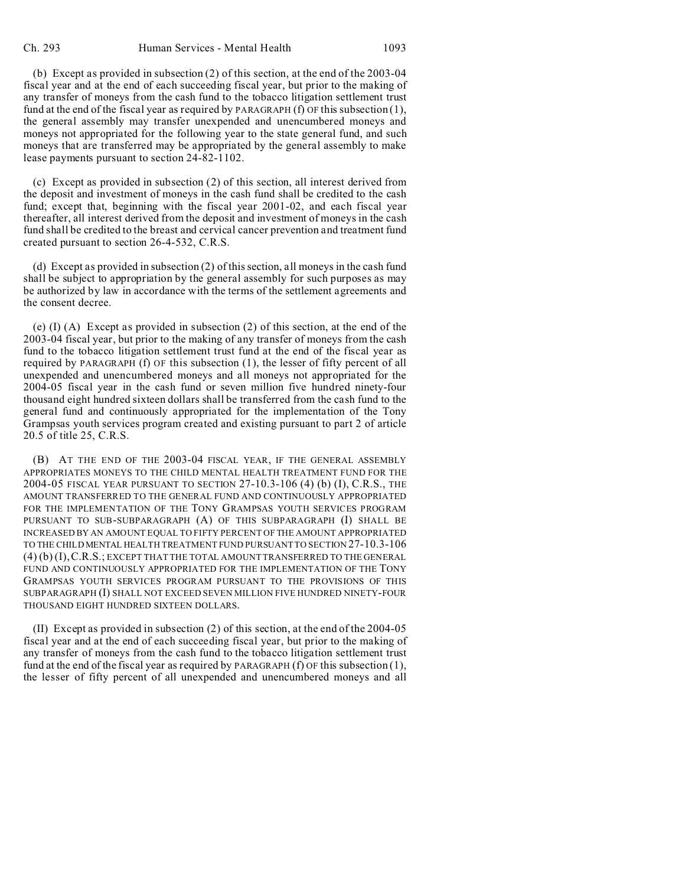(b) Except as provided in subsection (2) of this section, at the end of the 2003-04 fiscal year and at the end of each succeeding fiscal year, but prior to the making of any transfer of moneys from the cash fund to the tobacco litigation settlement trust fund at the end of the fiscal year as required by PARAGRAPH (f) OF this subsection (1), the general assembly may transfer unexpended and unencumbered moneys and moneys not appropriated for the following year to the state general fund, and such moneys that are transferred may be appropriated by the general assembly to make lease payments pursuant to section 24-82-1102.

(c) Except as provided in subsection (2) of this section, all interest derived from the deposit and investment of moneys in the cash fund shall be credited to the cash fund; except that, beginning with the fiscal year 2001-02, and each fiscal year thereafter, all interest derived from the deposit and investment of moneys in the cash fund shall be credited to the breast and cervical cancer prevention and treatment fund created pursuant to section 26-4-532, C.R.S.

(d) Except as provided in subsection (2) of this section, all moneys in the cash fund shall be subject to appropriation by the general assembly for such purposes as may be authorized by law in accordance with the terms of the settlement agreements and the consent decree.

(e) (I) (A) Except as provided in subsection (2) of this section, at the end of the 2003-04 fiscal year, but prior to the making of any transfer of moneys from the cash fund to the tobacco litigation settlement trust fund at the end of the fiscal year as required by PARAGRAPH (f) OF this subsection (1), the lesser of fifty percent of all unexpended and unencumbered moneys and all moneys not appropriated for the 2004-05 fiscal year in the cash fund or seven million five hundred ninety-four thousand eight hundred sixteen dollars shall be transferred from the cash fund to the general fund and continuously appropriated for the implementation of the Tony Grampsas youth services program created and existing pursuant to part 2 of article 20.5 of title 25, C.R.S.

(B) AT THE END OF THE 2003-04 FISCAL YEAR, IF THE GENERAL ASSEMBLY APPROPRIATES MONEYS TO THE CHILD MENTAL HEALTH TREATMENT FUND FOR THE 2004-05 FISCAL YEAR PURSUANT TO SECTION 27-10.3-106 (4) (b) (I), C.R.S., THE AMOUNT TRANSFERRED TO THE GENERAL FUND AND CONTINUOUSLY APPROPRIATED FOR THE IMPLEMENTATION OF THE TONY GRAMPSAS YOUTH SERVICES PROGRAM PURSUANT TO SUB-SUBPARAGRAPH (A) OF THIS SUBPARAGRAPH (I) SHALL BE INCREASED BY AN AMOUNT EQUAL TO FIFTY PERCENT OF THE AMOUNT APPROPRIATED TO THE CHILD MENTAL HEALTH TREATMENT FUND PURSUANT TO SECTION 27-10.3-106 (4) (b) (I), C.R.S.; EXCEPT THAT THE TOTAL AMOUNT TRANSFERRED TO THE GENERAL FUND AND CONTINUOUSLY APPROPRIATED FOR THE IMPLEMENTATION OF THE TONY GRAMPSAS YOUTH SERVICES PROGRAM PURSUANT TO THE PROVISIONS OF THIS SUBPARAGRAPH (I) SHALL NOT EXCEED SEVEN MILLION FIVE HUNDRED NINETY-FOUR THOUSAND EIGHT HUNDRED SIXTEEN DOLLARS.

(II) Except as provided in subsection (2) of this section, at the end of the 2004-05 fiscal year and at the end of each succeeding fiscal year, but prior to the making of any transfer of moneys from the cash fund to the tobacco litigation settlement trust fund at the end of the fiscal year as required by PARAGRAPH (f) OF this subsection (1), the lesser of fifty percent of all unexpended and unencumbered moneys and all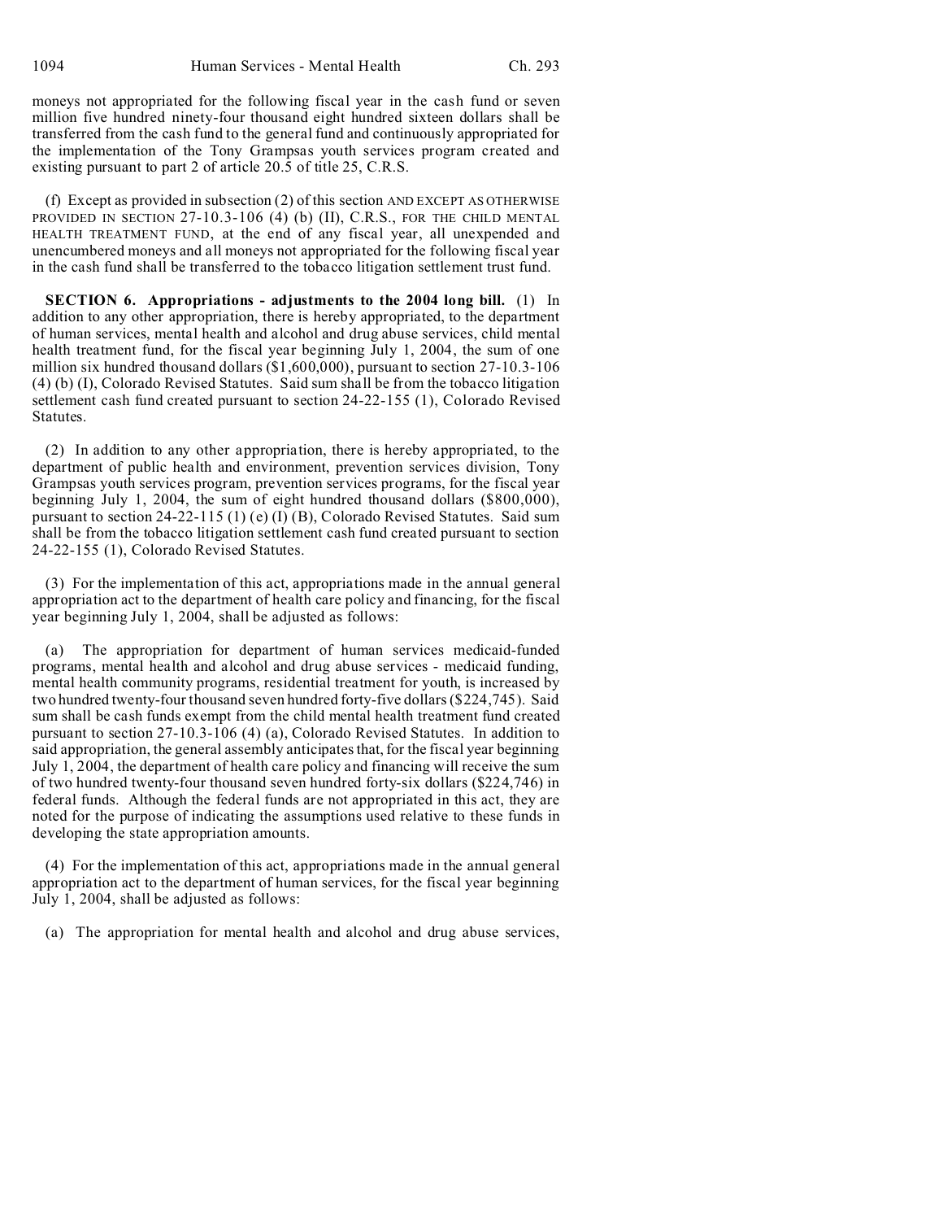moneys not appropriated for the following fiscal year in the cash fund or seven million five hundred ninety-four thousand eight hundred sixteen dollars shall be transferred from the cash fund to the general fund and continuously appropriated for the implementation of the Tony Grampsas youth services program created and existing pursuant to part 2 of article 20.5 of title 25, C.R.S.

(f) Except as provided in subsection (2) of this section AND EXCEPT AS OTHERWISE PROVIDED IN SECTION 27-10.3-106 (4) (b) (II), C.R.S., FOR THE CHILD MENTAL HEALTH TREATMENT FUND, at the end of any fiscal year, all unexpended and unencumbered moneys and all moneys not appropriated for the following fiscal year in the cash fund shall be transferred to the tobacco litigation settlement trust fund.

**SECTION 6. Appropriations - adjustments to the 2004 long bill.** (1) In addition to any other appropriation, there is hereby appropriated, to the department of human services, mental health and alcohol and drug abuse services, child mental health treatment fund, for the fiscal year beginning July 1, 2004, the sum of one million six hundred thousand dollars ($1,600,000), pursuant to section 27-10.3-106 (4) (b) (I), Colorado Revised Statutes. Said sum shall be from the tobacco litigation settlement cash fund created pursuant to section 24-22-155 (1), Colorado Revised Statutes.

(2) In addition to any other appropriation, there is hereby appropriated, to the department of public health and environment, prevention services division, Tony Grampsas youth services program, prevention services programs, for the fiscal year beginning July 1, 2004, the sum of eight hundred thousand dollars ($800,000), pursuant to section 24-22-115 (1) (e) (I) (B), Colorado Revised Statutes. Said sum shall be from the tobacco litigation settlement cash fund created pursuant to section 24-22-155 (1), Colorado Revised Statutes.

(3) For the implementation of this act, appropriations made in the annual general appropriation act to the department of health care policy and financing, for the fiscal year beginning July 1, 2004, shall be adjusted as follows:

(a) The appropriation for department of human services medicaid-funded programs, mental health and alcohol and drug abuse services - medicaid funding, mental health community programs, residential treatment for youth, is increased by two hundred twenty-four thousand seven hundred forty-five dollars ($224,745). Said sum shall be cash funds exempt from the child mental health treatment fund created pursuant to section 27-10.3-106 (4) (a), Colorado Revised Statutes. In addition to said appropriation, the general assembly anticipates that, for the fiscal year beginning July 1, 2004, the department of health care policy and financing will receive the sum of two hundred twenty-four thousand seven hundred forty-six dollars ($224,746) in federal funds. Although the federal funds are not appropriated in this act, they are noted for the purpose of indicating the assumptions used relative to these funds in developing the state appropriation amounts.

(4) For the implementation of this act, appropriations made in the annual general appropriation act to the department of human services, for the fiscal year beginning July 1, 2004, shall be adjusted as follows:

(a) The appropriation for mental health and alcohol and drug abuse services,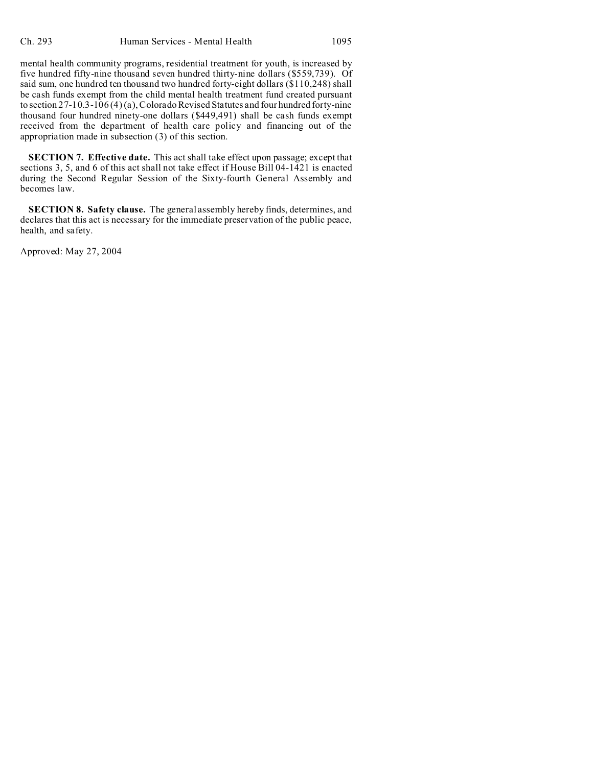mental health community programs, residential treatment for youth, is increased by five hundred fifty-nine thousand seven hundred thirty-nine dollars ($559,739). Of said sum, one hundred ten thousand two hundred forty-eight dollars ($110,248) shall be cash funds exempt from the child mental health treatment fund created pursuant to section 27-10.3-106 (4) (a), Colorado Revised Statutes and four hundred forty-nine thousand four hundred ninety-one dollars ($449,491) shall be cash funds exempt received from the department of health care policy and financing out of the appropriation made in subsection (3) of this section.

**SECTION 7. Effective date.** This act shall take effect upon passage; except that sections 3, 5, and 6 of this act shall not take effect if House Bill 04-1421 is enacted during the Second Regular Session of the Sixty-fourth General Assembly and becomes law.

**SECTION 8. Safety clause.** The general assembly hereby finds, determines, and declares that this act is necessary for the immediate preservation of the public peace, health, and safety.

Approved: May 27, 2004